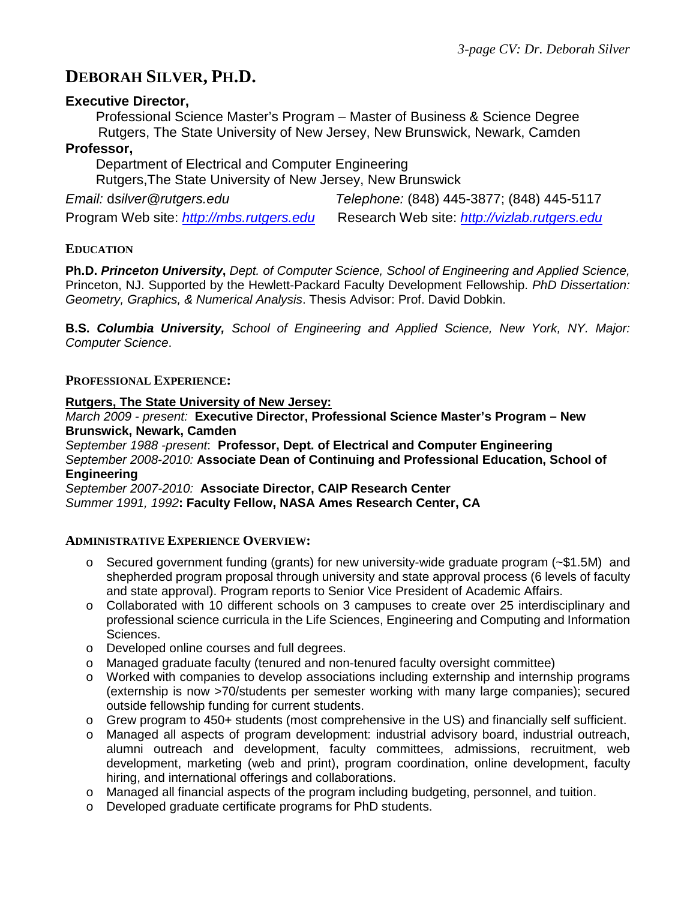# DEBORAH SILVER, PH.D.

**Executive Director,**

Professional Science Master's Program – Master of Business & Science Degree
Rutgers, The State University of New Jersey, New Brunswick, Newark, Camden

**Professor,**

Department of Electrical and Computer Engineering
Rutgers,The State University of New Jersey, New Brunswick

*Email:* dsilver@rutgers.edu *Telephone:* (848) 445-3877; (848) 445-5117

Program Web site: *http://mbs.rutgers.edu* Research Web site: *http://vizlab.rutgers.edu*

## EDUCATION

**Ph.D.** ***Princeton University***, *Dept. of Computer Science, School of Engineering and Applied Science,* Princeton, NJ. Supported by the Hewlett-Packard Faculty Development Fellowship. *PhD Dissertation: Geometry, Graphics, & Numerical Analysis*. Thesis Advisor: Prof. David Dobkin.

**B.S.** ***Columbia University,*** *School of Engineering and Applied Science, New York, NY. Major: Computer Science*.

## PROFESSIONAL EXPERIENCE:

**Rutgers, The State University of New Jersey:**

*March 2009 - present:* **Executive Director, Professional Science Master's Program – New Brunswick, Newark, Camden**
*September 1988 -present*: **Professor, Dept. of Electrical and Computer Engineering**
*September 2008-2010:* **Associate Dean of Continuing and Professional Education, School of Engineering**
*September 2007-2010:* **Associate Director, CAIP Research Center**
*Summer 1991, 1992***: Faculty Fellow, NASA Ames Research Center, CA**

## ADMINISTRATIVE EXPERIENCE OVERVIEW:

- Secured government funding (grants) for new university-wide graduate program (~$1.5M) and shepherded program proposal through university and state approval process (6 levels of faculty and state approval). Program reports to Senior Vice President of Academic Affairs.
- Collaborated with 10 different schools on 3 campuses to create over 25 interdisciplinary and professional science curricula in the Life Sciences, Engineering and Computing and Information Sciences.
- Developed online courses and full degrees.
- Managed graduate faculty (tenured and non-tenured faculty oversight committee)
- Worked with companies to develop associations including externship and internship programs (externship is now >70/students per semester working with many large companies); secured outside fellowship funding for current students.
- Grew program to 450+ students (most comprehensive in the US) and financially self sufficient.
- Managed all aspects of program development: industrial advisory board, industrial outreach, alumni outreach and development, faculty committees, admissions, recruitment, web development, marketing (web and print), program coordination, online development, faculty hiring, and international offerings and collaborations.
- Managed all financial aspects of the program including budgeting, personnel, and tuition.
- Developed graduate certificate programs for PhD students.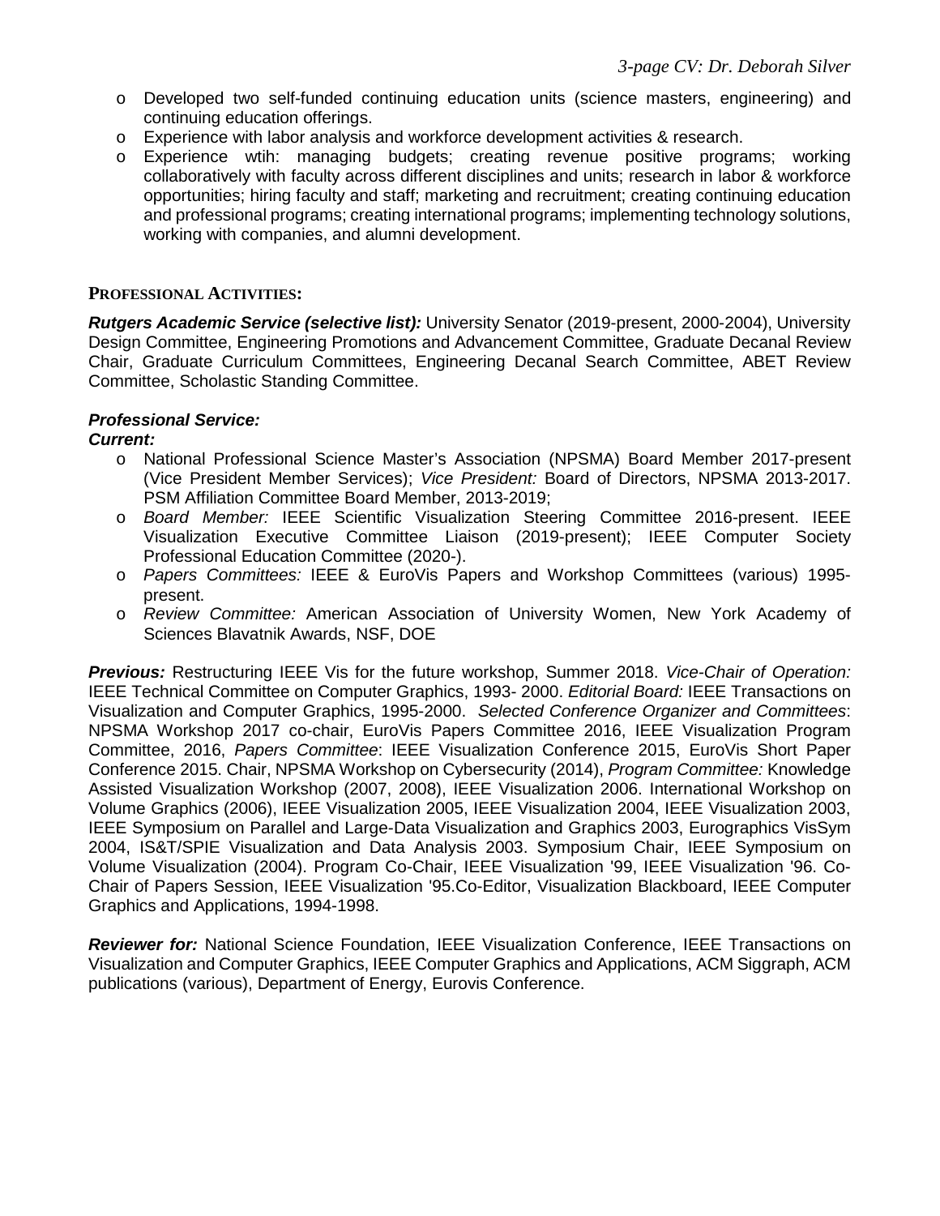- Developed two self-funded continuing education units (science masters, engineering) and continuing education offerings.
- Experience with labor analysis and workforce development activities & research.
- Experience wtih: managing budgets; creating revenue positive programs; working collaboratively with faculty across different disciplines and units; research in labor & workforce opportunities; hiring faculty and staff; marketing and recruitment; creating continuing education and professional programs; creating international programs; implementing technology solutions, working with companies, and alumni development.

## PROFESSIONAL ACTIVITIES:

***Rutgers Academic Service (selective list):*** University Senator (2019-present, 2000-2004), University Design Committee, Engineering Promotions and Advancement Committee, Graduate Decanal Review Chair, Graduate Curriculum Committees, Engineering Decanal Search Committee, ABET Review Committee, Scholastic Standing Committee.

***Professional Service:***

***Current:***

- National Professional Science Master's Association (NPSMA) Board Member 2017-present (Vice President Member Services); *Vice President:* Board of Directors, NPSMA 2013-2017. PSM Affiliation Committee Board Member, 2013-2019;
- *Board Member:* IEEE Scientific Visualization Steering Committee 2016-present. IEEE Visualization Executive Committee Liaison (2019-present); IEEE Computer Society Professional Education Committee (2020-).
- *Papers Committees:* IEEE & EuroVis Papers and Workshop Committees (various) 1995-present.
- *Review Committee:* American Association of University Women, New York Academy of Sciences Blavatnik Awards, NSF, DOE

***Previous:*** Restructuring IEEE Vis for the future workshop, Summer 2018. *Vice-Chair of Operation:* IEEE Technical Committee on Computer Graphics, 1993- 2000. *Editorial Board:* IEEE Transactions on Visualization and Computer Graphics, 1995-2000. *Selected Conference Organizer and Committees*: NPSMA Workshop 2017 co-chair, EuroVis Papers Committee 2016, IEEE Visualization Program Committee, 2016, *Papers Committee*: IEEE Visualization Conference 2015, EuroVis Short Paper Conference 2015. Chair, NPSMA Workshop on Cybersecurity (2014), *Program Committee:* Knowledge Assisted Visualization Workshop (2007, 2008), IEEE Visualization 2006. International Workshop on Volume Graphics (2006), IEEE Visualization 2005, IEEE Visualization 2004, IEEE Visualization 2003, IEEE Symposium on Parallel and Large-Data Visualization and Graphics 2003, Eurographics VisSym 2004, IS&T/SPIE Visualization and Data Analysis 2003. Symposium Chair, IEEE Symposium on Volume Visualization (2004). Program Co-Chair, IEEE Visualization '99, IEEE Visualization '96. Co-Chair of Papers Session, IEEE Visualization '95.Co-Editor, Visualization Blackboard, IEEE Computer Graphics and Applications, 1994-1998.

***Reviewer for:*** National Science Foundation, IEEE Visualization Conference, IEEE Transactions on Visualization and Computer Graphics, IEEE Computer Graphics and Applications, ACM Siggraph, ACM publications (various), Department of Energy, Eurovis Conference.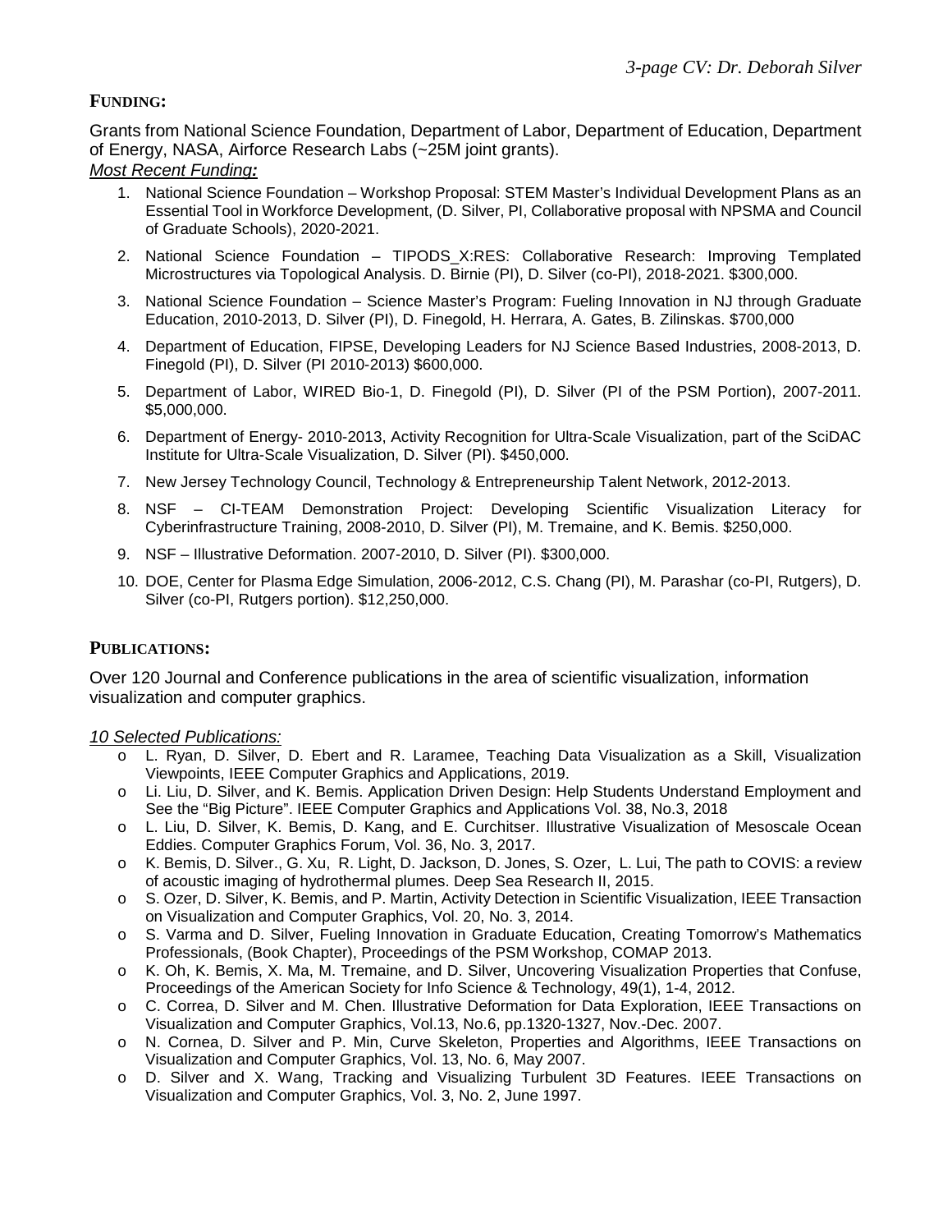## FUNDING:

Grants from National Science Foundation, Department of Labor, Department of Education, Department of Energy, NASA, Airforce Research Labs (~25M joint grants).

***Most Recent Funding:***

1. National Science Foundation – Workshop Proposal: STEM Master's Individual Development Plans as an Essential Tool in Workforce Development, (D. Silver, PI, Collaborative proposal with NPSMA and Council of Graduate Schools), 2020-2021.
2. National Science Foundation – TIPODS_X:RES: Collaborative Research: Improving Templated Microstructures via Topological Analysis. D. Birnie (PI), D. Silver (co-PI), 2018-2021. $300,000.
3. National Science Foundation – Science Master's Program: Fueling Innovation in NJ through Graduate Education, 2010-2013, D. Silver (PI), D. Finegold, H. Herrara, A. Gates, B. Zilinskas. $700,000
4. Department of Education, FIPSE, Developing Leaders for NJ Science Based Industries, 2008-2013, D. Finegold (PI), D. Silver (PI 2010-2013) $600,000.
5. Department of Labor, WIRED Bio-1, D. Finegold (PI), D. Silver (PI of the PSM Portion), 2007-2011. $5,000,000.
6. Department of Energy- 2010-2013, Activity Recognition for Ultra-Scale Visualization, part of the SciDAC Institute for Ultra-Scale Visualization, D. Silver (PI). $450,000.
7. New Jersey Technology Council, Technology & Entrepreneurship Talent Network, 2012-2013.
8. NSF – CI-TEAM Demonstration Project: Developing Scientific Visualization Literacy for Cyberinfrastructure Training, 2008-2010, D. Silver (PI), M. Tremaine, and K. Bemis. $250,000.
9. NSF – Illustrative Deformation. 2007-2010, D. Silver (PI). $300,000.
10. DOE, Center for Plasma Edge Simulation, 2006-2012, C.S. Chang (PI), M. Parashar (co-PI, Rutgers), D. Silver (co-PI, Rutgers portion). $12,250,000.

## PUBLICATIONS:

Over 120 Journal and Conference publications in the area of scientific visualization, information visualization and computer graphics.

*10 Selected Publications:*

- L. Ryan, D. Silver, D. Ebert and R. Laramee, Teaching Data Visualization as a Skill, Visualization Viewpoints, IEEE Computer Graphics and Applications, 2019.
- Li. Liu, D. Silver, and K. Bemis. Application Driven Design: Help Students Understand Employment and See the "Big Picture". IEEE Computer Graphics and Applications Vol. 38, No.3, 2018
- L. Liu, D. Silver, K. Bemis, D. Kang, and E. Curchitser. Illustrative Visualization of Mesoscale Ocean Eddies. Computer Graphics Forum, Vol. 36, No. 3, 2017.
- K. Bemis, D. Silver., G. Xu, R. Light, D. Jackson, D. Jones, S. Ozer, L. Lui, The path to COVIS: a review of acoustic imaging of hydrothermal plumes. Deep Sea Research II, 2015.
- S. Ozer, D. Silver, K. Bemis, and P. Martin, Activity Detection in Scientific Visualization, IEEE Transaction on Visualization and Computer Graphics, Vol. 20, No. 3, 2014.
- S. Varma and D. Silver, Fueling Innovation in Graduate Education, Creating Tomorrow's Mathematics Professionals, (Book Chapter), Proceedings of the PSM Workshop, COMAP 2013.
- K. Oh, K. Bemis, X. Ma, M. Tremaine, and D. Silver, Uncovering Visualization Properties that Confuse, Proceedings of the American Society for Info Science & Technology, 49(1), 1-4, 2012.
- C. Correa, D. Silver and M. Chen. Illustrative Deformation for Data Exploration, IEEE Transactions on Visualization and Computer Graphics, Vol.13, No.6, pp.1320-1327, Nov.-Dec. 2007.
- N. Cornea, D. Silver and P. Min, Curve Skeleton, Properties and Algorithms, IEEE Transactions on Visualization and Computer Graphics, Vol. 13, No. 6, May 2007.
- D. Silver and X. Wang, Tracking and Visualizing Turbulent 3D Features. IEEE Transactions on Visualization and Computer Graphics, Vol. 3, No. 2, June 1997.